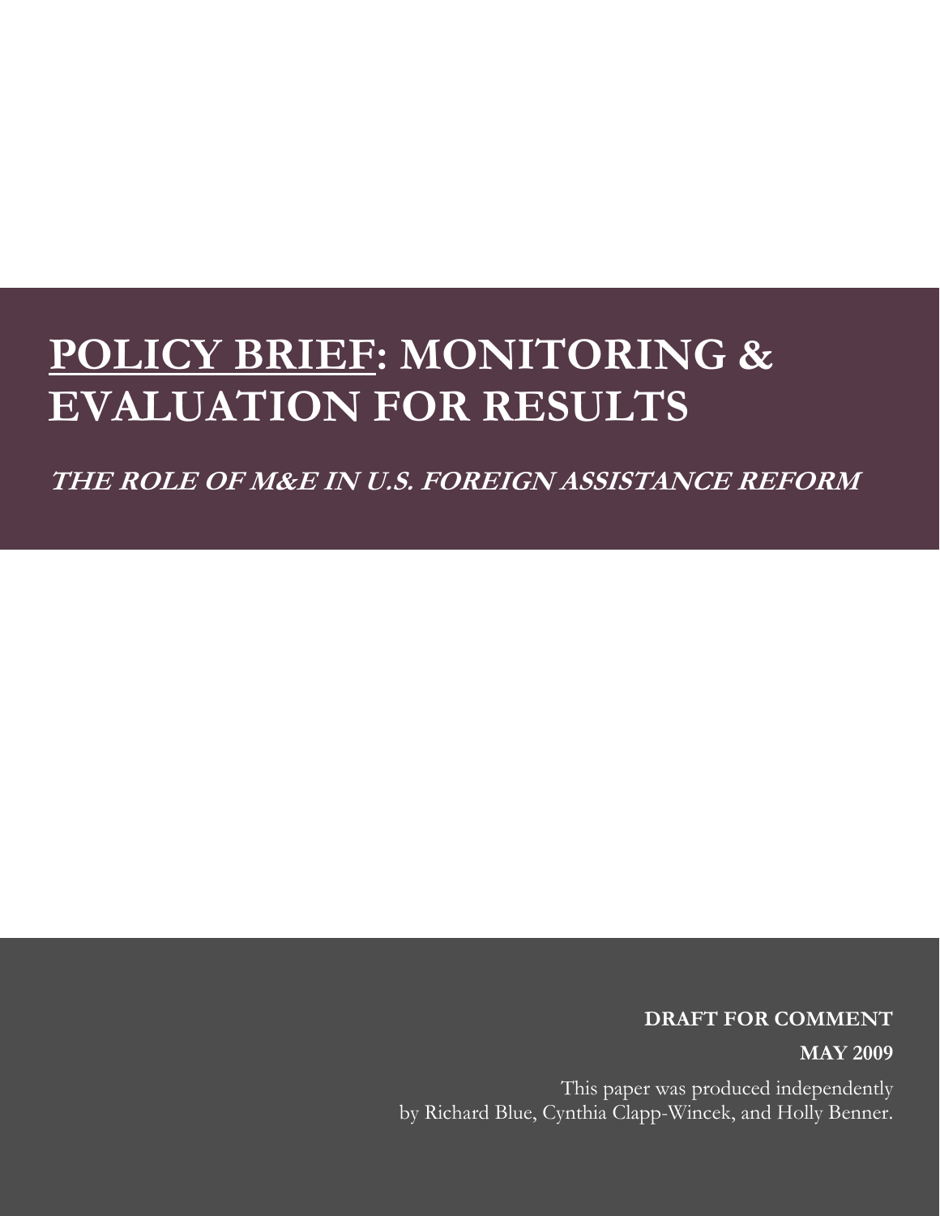# POLICY BRIEF: MONITORING & EVALUATION FOR RESULTS

## THE ROLE OF M&E IN U.S. FOREIGN ASSISTANCE REFORM

**DRAFT FOR COMMENT**

**MAY 2009**

This paper was produced independently by Richard Blue, Cynthia Clapp-Wincek, and Holly Benner.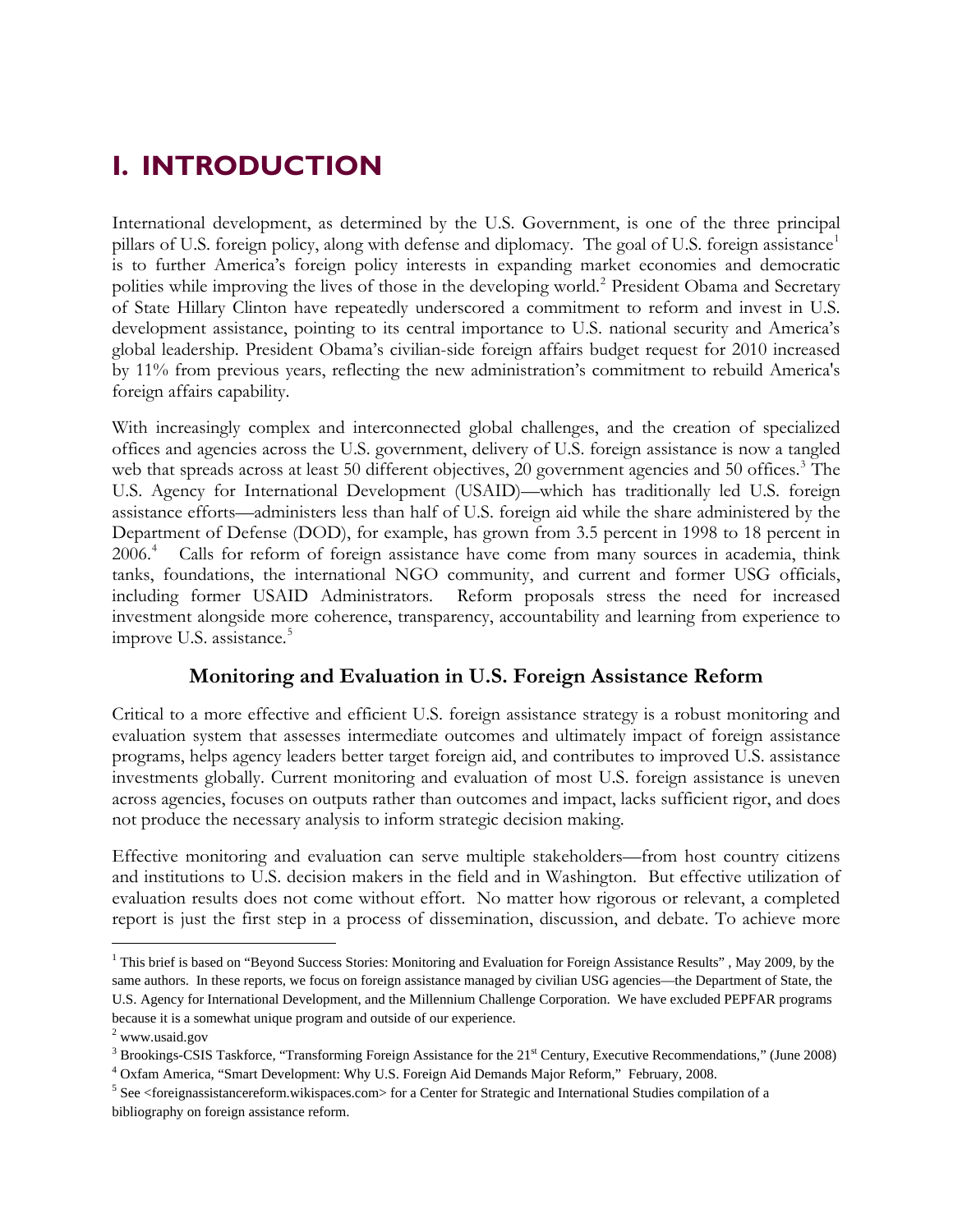# I. INTRODUCTION

International development, as determined by the U.S. Government, is one of the three principal pillars of U.S. foreign policy, along with defense and diplomacy. The goal of U.S. foreign assistance[1] is to further America's foreign policy interests in expanding market economies and democratic polities while improving the lives of those in the developing world.[2] President Obama and Secretary of State Hillary Clinton have repeatedly underscored a commitment to reform and invest in U.S. development assistance, pointing to its central importance to U.S. national security and America's global leadership. President Obama's civilian-side foreign affairs budget request for 2010 increased by 11% from previous years, reflecting the new administration's commitment to rebuild America's foreign affairs capability.

With increasingly complex and interconnected global challenges, and the creation of specialized offices and agencies across the U.S. government, delivery of U.S. foreign assistance is now a tangled web that spreads across at least 50 different objectives, 20 government agencies and 50 offices.[3] The U.S. Agency for International Development (USAID)—which has traditionally led U.S. foreign assistance efforts—administers less than half of U.S. foreign aid while the share administered by the Department of Defense (DOD), for example, has grown from 3.5 percent in 1998 to 18 percent in 2006.[4] Calls for reform of foreign assistance have come from many sources in academia, think tanks, foundations, the international NGO community, and current and former USG officials, including former USAID Administrators. Reform proposals stress the need for increased investment alongside more coherence, transparency, accountability and learning from experience to improve U.S. assistance.[5]

### Monitoring and Evaluation in U.S. Foreign Assistance Reform

Critical to a more effective and efficient U.S. foreign assistance strategy is a robust monitoring and evaluation system that assesses intermediate outcomes and ultimately impact of foreign assistance programs, helps agency leaders better target foreign aid, and contributes to improved U.S. assistance investments globally. Current monitoring and evaluation of most U.S. foreign assistance is uneven across agencies, focuses on outputs rather than outcomes and impact, lacks sufficient rigor, and does not produce the necessary analysis to inform strategic decision making.

Effective monitoring and evaluation can serve multiple stakeholders—from host country citizens and institutions to U.S. decision makers in the field and in Washington. But effective utilization of evaluation results does not come without effort. No matter how rigorous or relevant, a completed report is just the first step in a process of dissemination, discussion, and debate. To achieve more

---

[1] This brief is based on "Beyond Success Stories: Monitoring and Evaluation for Foreign Assistance Results" , May 2009, by the same authors. In these reports, we focus on foreign assistance managed by civilian USG agencies—the Department of State, the U.S. Agency for International Development, and the Millennium Challenge Corporation. We have excluded PEPFAR programs because it is a somewhat unique program and outside of our experience.

[2] www.usaid.gov

[3] Brookings-CSIS Taskforce, "Transforming Foreign Assistance for the 21st Century, Executive Recommendations," (June 2008)

[4] Oxfam America, "Smart Development: Why U.S. Foreign Aid Demands Major Reform," February, 2008.

[5] See <foreignassistancereform.wikispaces.com> for a Center for Strategic and International Studies compilation of a bibliography on foreign assistance reform.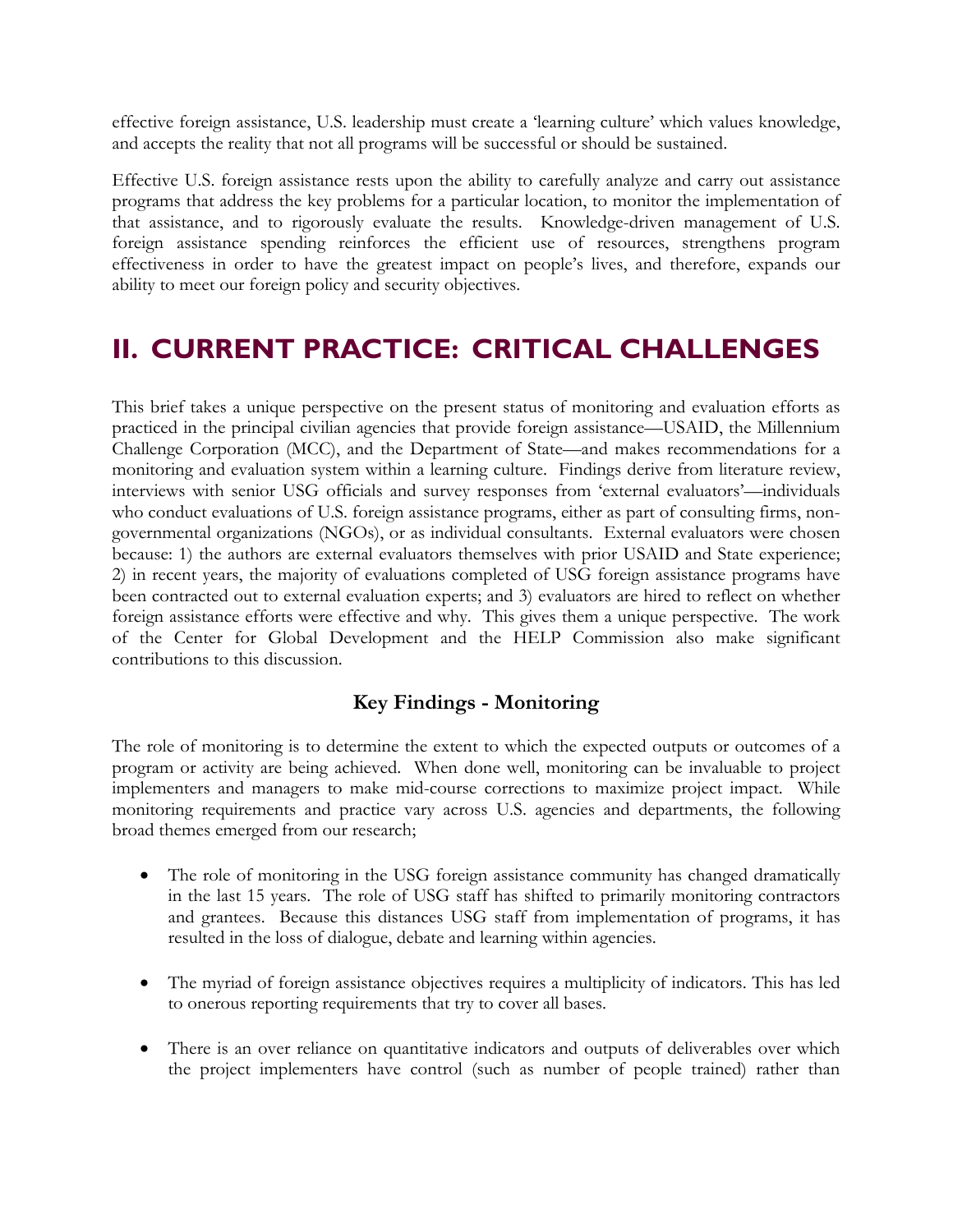effective foreign assistance, U.S. leadership must create a 'learning culture' which values knowledge, and accepts the reality that not all programs will be successful or should be sustained.

Effective U.S. foreign assistance rests upon the ability to carefully analyze and carry out assistance programs that address the key problems for a particular location, to monitor the implementation of that assistance, and to rigorously evaluate the results. Knowledge-driven management of U.S. foreign assistance spending reinforces the efficient use of resources, strengthens program effectiveness in order to have the greatest impact on people's lives, and therefore, expands our ability to meet our foreign policy and security objectives.

# II. CURRENT PRACTICE: CRITICAL CHALLENGES

This brief takes a unique perspective on the present status of monitoring and evaluation efforts as practiced in the principal civilian agencies that provide foreign assistance—USAID, the Millennium Challenge Corporation (MCC), and the Department of State—and makes recommendations for a monitoring and evaluation system within a learning culture. Findings derive from literature review, interviews with senior USG officials and survey responses from 'external evaluators'—individuals who conduct evaluations of U.S. foreign assistance programs, either as part of consulting firms, non-governmental organizations (NGOs), or as individual consultants. External evaluators were chosen because: 1) the authors are external evaluators themselves with prior USAID and State experience; 2) in recent years, the majority of evaluations completed of USG foreign assistance programs have been contracted out to external evaluation experts; and 3) evaluators are hired to reflect on whether foreign assistance efforts were effective and why. This gives them a unique perspective. The work of the Center for Global Development and the HELP Commission also make significant contributions to this discussion.

### Key Findings - Monitoring

The role of monitoring is to determine the extent to which the expected outputs or outcomes of a program or activity are being achieved. When done well, monitoring can be invaluable to project implementers and managers to make mid-course corrections to maximize project impact. While monitoring requirements and practice vary across U.S. agencies and departments, the following broad themes emerged from our research;

- The role of monitoring in the USG foreign assistance community has changed dramatically in the last 15 years. The role of USG staff has shifted to primarily monitoring contractors and grantees. Because this distances USG staff from implementation of programs, it has resulted in the loss of dialogue, debate and learning within agencies.

- The myriad of foreign assistance objectives requires a multiplicity of indicators. This has led to onerous reporting requirements that try to cover all bases.

- There is an over reliance on quantitative indicators and outputs of deliverables over which the project implementers have control (such as number of people trained) rather than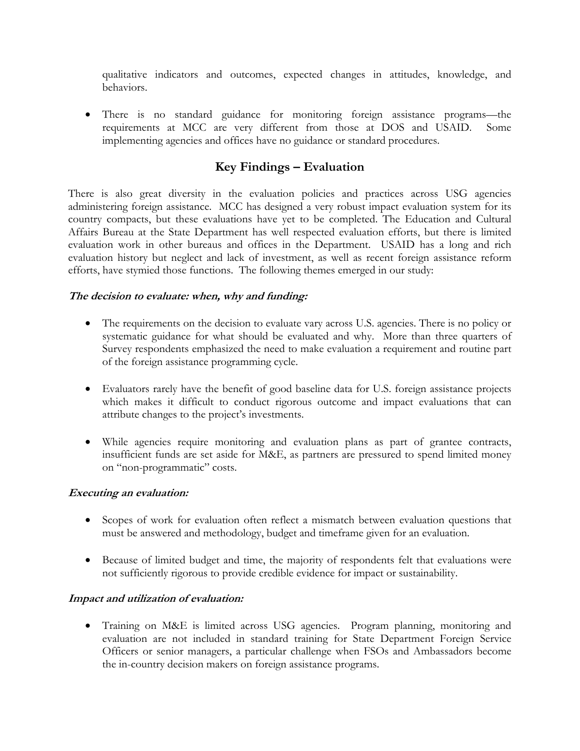qualitative indicators and outcomes, expected changes in attitudes, knowledge, and behaviors.

- There is no standard guidance for monitoring foreign assistance programs—the requirements at MCC are very different from those at DOS and USAID. Some implementing agencies and offices have no guidance or standard procedures.

## Key Findings – Evaluation

There is also great diversity in the evaluation policies and practices across USG agencies administering foreign assistance. MCC has designed a very robust impact evaluation system for its country compacts, but these evaluations have yet to be completed. The Education and Cultural Affairs Bureau at the State Department has well respected evaluation efforts, but there is limited evaluation work in other bureaus and offices in the Department. USAID has a long and rich evaluation history but neglect and lack of investment, as well as recent foreign assistance reform efforts, have stymied those functions. The following themes emerged in our study:

***The decision to evaluate: when, why and funding:***

- The requirements on the decision to evaluate vary across U.S. agencies. There is no policy or systematic guidance for what should be evaluated and why. More than three quarters of Survey respondents emphasized the need to make evaluation a requirement and routine part of the foreign assistance programming cycle.

- Evaluators rarely have the benefit of good baseline data for U.S. foreign assistance projects which makes it difficult to conduct rigorous outcome and impact evaluations that can attribute changes to the project's investments.

- While agencies require monitoring and evaluation plans as part of grantee contracts, insufficient funds are set aside for M&E, as partners are pressured to spend limited money on "non-programmatic" costs.

***Executing an evaluation:***

- Scopes of work for evaluation often reflect a mismatch between evaluation questions that must be answered and methodology, budget and timeframe given for an evaluation.

- Because of limited budget and time, the majority of respondents felt that evaluations were not sufficiently rigorous to provide credible evidence for impact or sustainability.

***Impact and utilization of evaluation:***

- Training on M&E is limited across USG agencies. Program planning, monitoring and evaluation are not included in standard training for State Department Foreign Service Officers or senior managers, a particular challenge when FSOs and Ambassadors become the in-country decision makers on foreign assistance programs.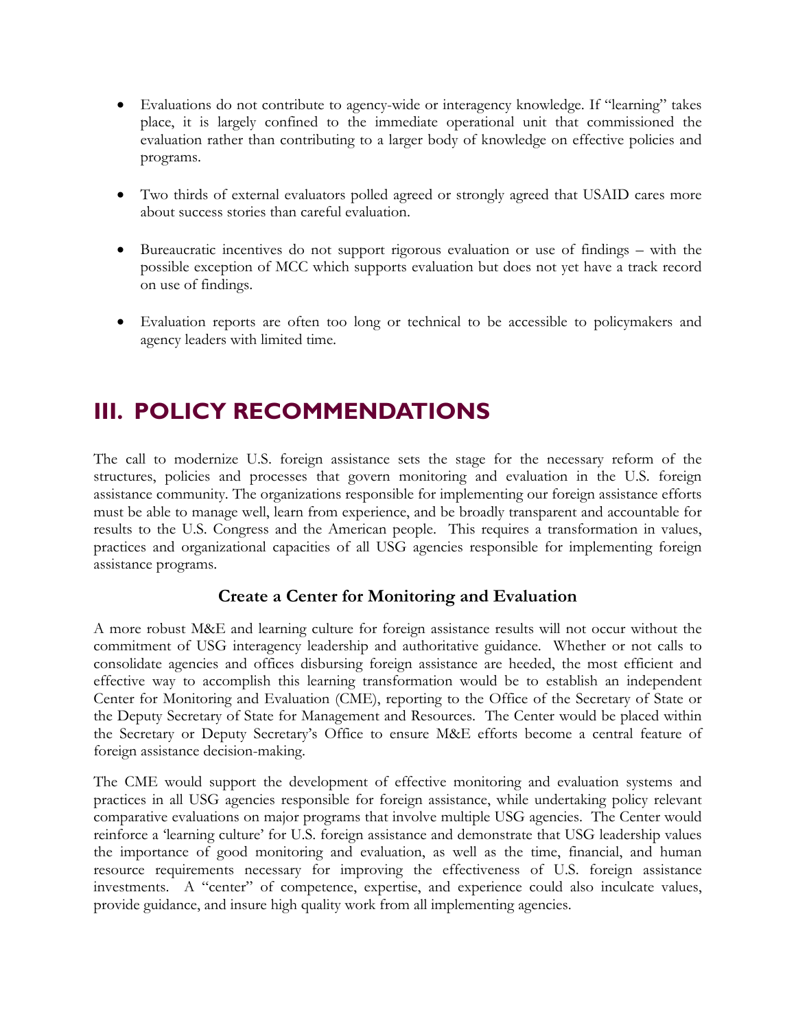- Evaluations do not contribute to agency-wide or interagency knowledge. If "learning" takes place, it is largely confined to the immediate operational unit that commissioned the evaluation rather than contributing to a larger body of knowledge on effective policies and programs.

- Two thirds of external evaluators polled agreed or strongly agreed that USAID cares more about success stories than careful evaluation.

- Bureaucratic incentives do not support rigorous evaluation or use of findings – with the possible exception of MCC which supports evaluation but does not yet have a track record on use of findings.

- Evaluation reports are often too long or technical to be accessible to policymakers and agency leaders with limited time.

# III. POLICY RECOMMENDATIONS

The call to modernize U.S. foreign assistance sets the stage for the necessary reform of the structures, policies and processes that govern monitoring and evaluation in the U.S. foreign assistance community. The organizations responsible for implementing our foreign assistance efforts must be able to manage well, learn from experience, and be broadly transparent and accountable for results to the U.S. Congress and the American people. This requires a transformation in values, practices and organizational capacities of all USG agencies responsible for implementing foreign assistance programs.

### Create a Center for Monitoring and Evaluation

A more robust M&E and learning culture for foreign assistance results will not occur without the commitment of USG interagency leadership and authoritative guidance. Whether or not calls to consolidate agencies and offices disbursing foreign assistance are heeded, the most efficient and effective way to accomplish this learning transformation would be to establish an independent Center for Monitoring and Evaluation (CME), reporting to the Office of the Secretary of State or the Deputy Secretary of State for Management and Resources. The Center would be placed within the Secretary or Deputy Secretary's Office to ensure M&E efforts become a central feature of foreign assistance decision-making.

The CME would support the development of effective monitoring and evaluation systems and practices in all USG agencies responsible for foreign assistance, while undertaking policy relevant comparative evaluations on major programs that involve multiple USG agencies. The Center would reinforce a 'learning culture' for U.S. foreign assistance and demonstrate that USG leadership values the importance of good monitoring and evaluation, as well as the time, financial, and human resource requirements necessary for improving the effectiveness of U.S. foreign assistance investments. A "center" of competence, expertise, and experience could also inculcate values, provide guidance, and insure high quality work from all implementing agencies.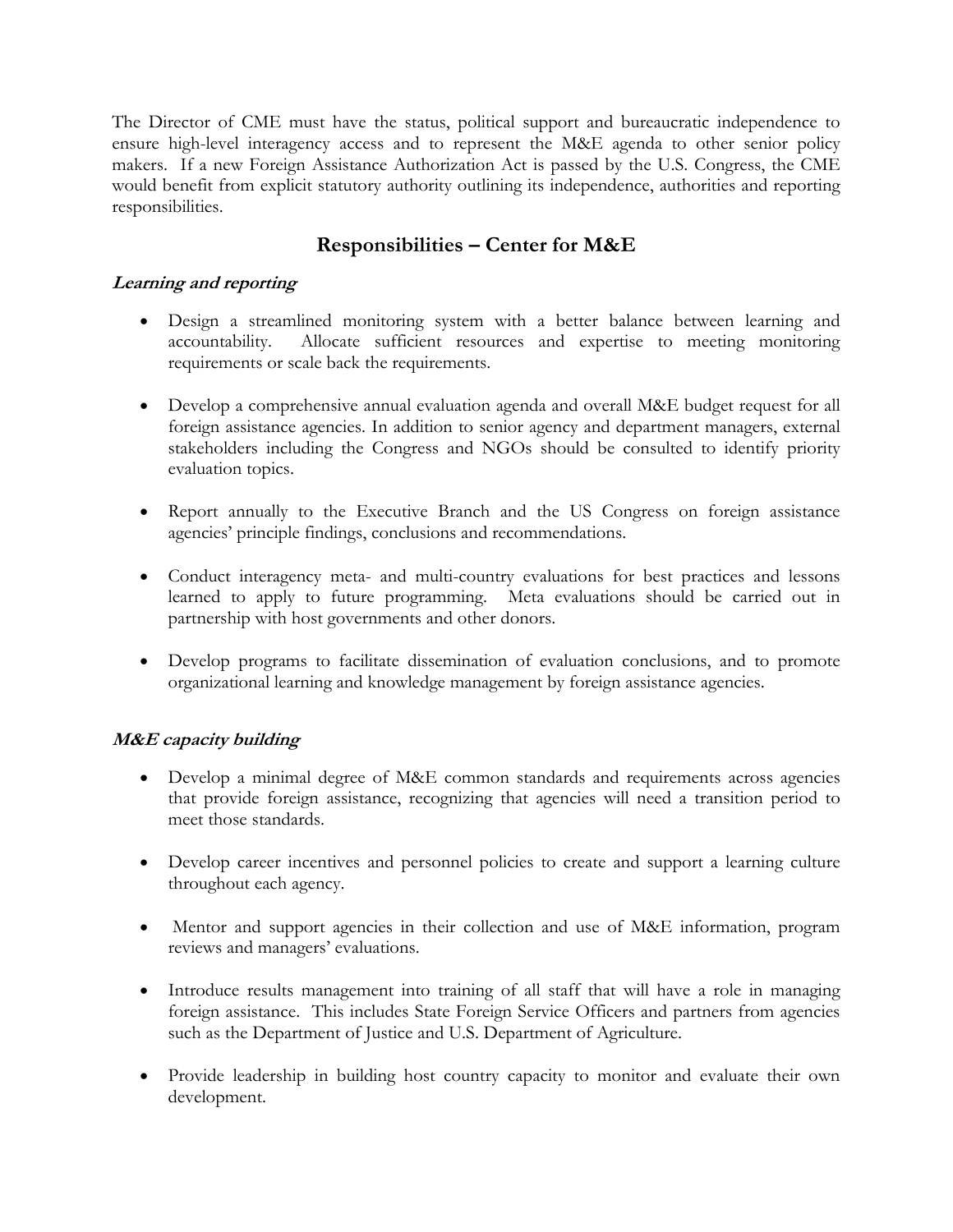The Director of CME must have the status, political support and bureaucratic independence to ensure high-level interagency access and to represent the M&E agenda to other senior policy makers. If a new Foreign Assistance Authorization Act is passed by the U.S. Congress, the CME would benefit from explicit statutory authority outlining its independence, authorities and reporting responsibilities.

## Responsibilities – Center for M&E

### *Learning and reporting*

- Design a streamlined monitoring system with a better balance between learning and accountability. Allocate sufficient resources and expertise to meeting monitoring requirements or scale back the requirements.

- Develop a comprehensive annual evaluation agenda and overall M&E budget request for all foreign assistance agencies. In addition to senior agency and department managers, external stakeholders including the Congress and NGOs should be consulted to identify priority evaluation topics.

- Report annually to the Executive Branch and the US Congress on foreign assistance agencies' principle findings, conclusions and recommendations.

- Conduct interagency meta- and multi-country evaluations for best practices and lessons learned to apply to future programming. Meta evaluations should be carried out in partnership with host governments and other donors.

- Develop programs to facilitate dissemination of evaluation conclusions, and to promote organizational learning and knowledge management by foreign assistance agencies.

### *M&E capacity building*

- Develop a minimal degree of M&E common standards and requirements across agencies that provide foreign assistance, recognizing that agencies will need a transition period to meet those standards.

- Develop career incentives and personnel policies to create and support a learning culture throughout each agency.

- Mentor and support agencies in their collection and use of M&E information, program reviews and managers' evaluations.

- Introduce results management into training of all staff that will have a role in managing foreign assistance. This includes State Foreign Service Officers and partners from agencies such as the Department of Justice and U.S. Department of Agriculture.

- Provide leadership in building host country capacity to monitor and evaluate their own development.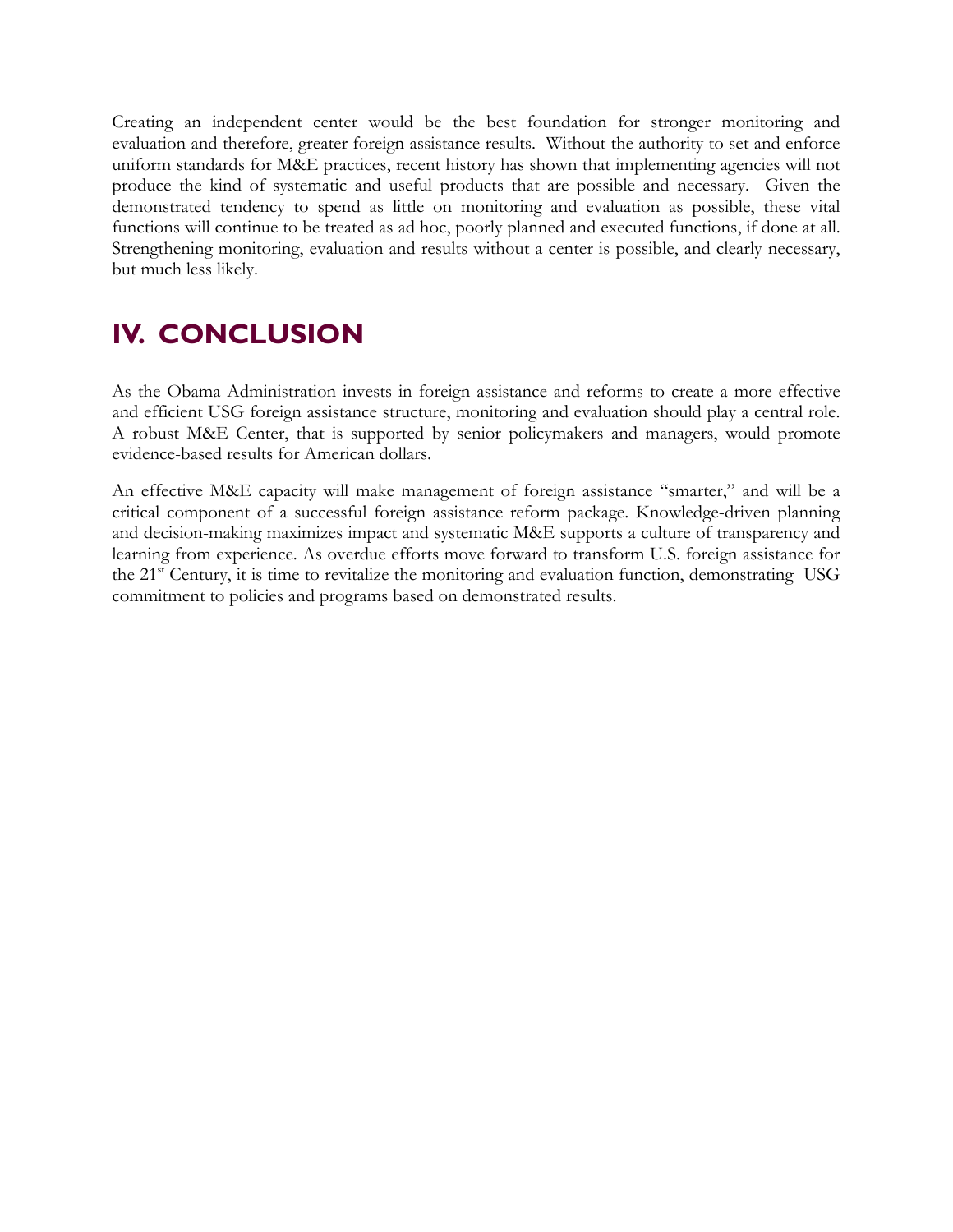Creating an independent center would be the best foundation for stronger monitoring and evaluation and therefore, greater foreign assistance results. Without the authority to set and enforce uniform standards for M&E practices, recent history has shown that implementing agencies will not produce the kind of systematic and useful products that are possible and necessary. Given the demonstrated tendency to spend as little on monitoring and evaluation as possible, these vital functions will continue to be treated as ad hoc, poorly planned and executed functions, if done at all. Strengthening monitoring, evaluation and results without a center is possible, and clearly necessary, but much less likely.

## IV. CONCLUSION

As the Obama Administration invests in foreign assistance and reforms to create a more effective and efficient USG foreign assistance structure, monitoring and evaluation should play a central role. A robust M&E Center, that is supported by senior policymakers and managers, would promote evidence-based results for American dollars.

An effective M&E capacity will make management of foreign assistance "smarter," and will be a critical component of a successful foreign assistance reform package. Knowledge-driven planning and decision-making maximizes impact and systematic M&E supports a culture of transparency and learning from experience. As overdue efforts move forward to transform U.S. foreign assistance for the 21st Century, it is time to revitalize the monitoring and evaluation function, demonstrating USG commitment to policies and programs based on demonstrated results.